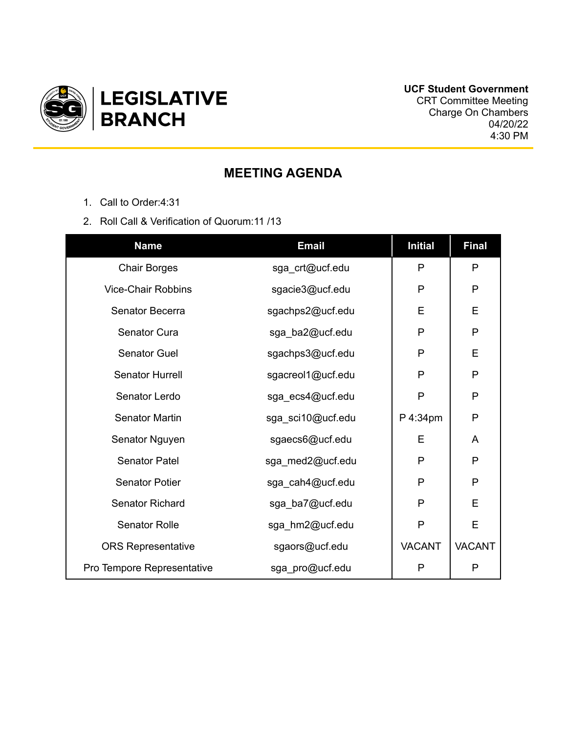# LEGISLATIVE BRANCH

**UCF Student Government**
CRT Committee Meeting
Charge On Chambers
04/20/22
4:30 PM

## MEETING AGENDA

1. Call to Order:4:31
2. Roll Call & Verification of Quorum:11 /13

| Name | Email | Initial | Final |
|---|---|---|---|
| Chair Borges | sga_crt@ucf.edu | P | P |
| Vice-Chair Robbins | sgacie3@ucf.edu | P | P |
| Senator Becerra | sgachps2@ucf.edu | E | E |
| Senator Cura | sga_ba2@ucf.edu | P | P |
| Senator Guel | sgachps3@ucf.edu | P | E |
| Senator Hurrell | sgacreol1@ucf.edu | P | P |
| Senator Lerdo | sga_ecs4@ucf.edu | P | P |
| Senator Martin | sga_sci10@ucf.edu | P 4:34pm | P |
| Senator Nguyen | sgaecs6@ucf.edu | E | A |
| Senator Patel | sga_med2@ucf.edu | P | P |
| Senator Potier | sga_cah4@ucf.edu | P | P |
| Senator Richard | sga_ba7@ucf.edu | P | E |
| Senator Rolle | sga_hm2@ucf.edu | P | E |
| ORS Representative | sgaors@ucf.edu | VACANT | VACANT |
| Pro Tempore Representative | sga_pro@ucf.edu | P | P |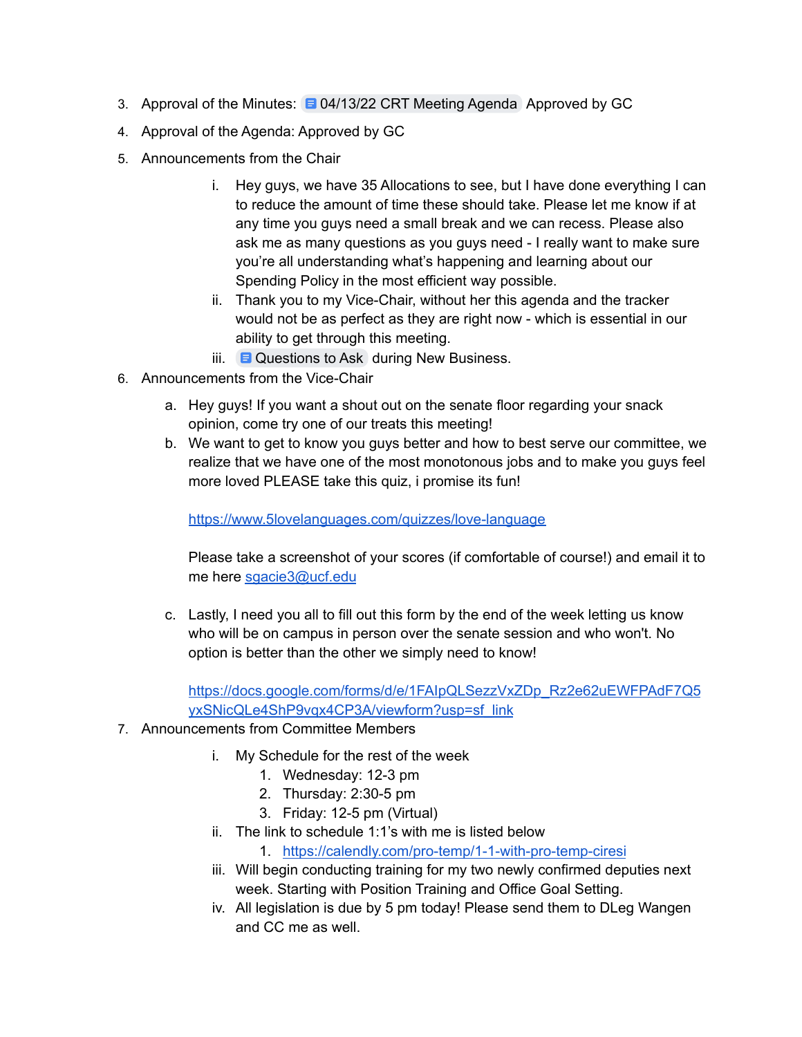3. Approval of the Minutes: 04/13/22 CRT Meeting Agenda Approved by GC
4. Approval of the Agenda: Approved by GC
5. Announcements from the Chair
    i. Hey guys, we have 35 Allocations to see, but I have done everything I can to reduce the amount of time these should take. Please let me know if at any time you guys need a small break and we can recess. Please also ask me as many questions as you guys need - I really want to make sure you're all understanding what's happening and learning about our Spending Policy in the most efficient way possible.
    ii. Thank you to my Vice-Chair, without her this agenda and the tracker would not be as perfect as they are right now - which is essential in our ability to get through this meeting.
    iii. Questions to Ask during New Business.
6. Announcements from the Vice-Chair
    a. Hey guys! If you want a shout out on the senate floor regarding your snack opinion, come try one of our treats this meeting!
    b. We want to get to know you guys better and how to best serve our committee, we realize that we have one of the most monotonous jobs and to make you guys feel more loved PLEASE take this quiz, i promise its fun!

       https://www.5lovelanguages.com/quizzes/love-language

       Please take a screenshot of your scores (if comfortable of course!) and email it to me here sgacie3@ucf.edu

    c. Lastly, I need you all to fill out this form by the end of the week letting us know who will be on campus in person over the senate session and who won't. No option is better than the other we simply need to know!

       https://docs.google.com/forms/d/e/1FAIpQLSezzVxZDp_Rz2e62uEWFPAdF7Q5yxSNicQLe4ShP9vqx4CP3A/viewform?usp=sf_link
7. Announcements from Committee Members
    i. My Schedule for the rest of the week
        1. Wednesday: 12-3 pm
        2. Thursday: 2:30-5 pm
        3. Friday: 12-5 pm (Virtual)
    ii. The link to schedule 1:1's with me is listed below
        1. https://calendly.com/pro-temp/1-1-with-pro-temp-ciresi
    iii. Will begin conducting training for my two newly confirmed deputies next week. Starting with Position Training and Office Goal Setting.
    iv. All legislation is due by 5 pm today! Please send them to DLeg Wangen and CC me as well.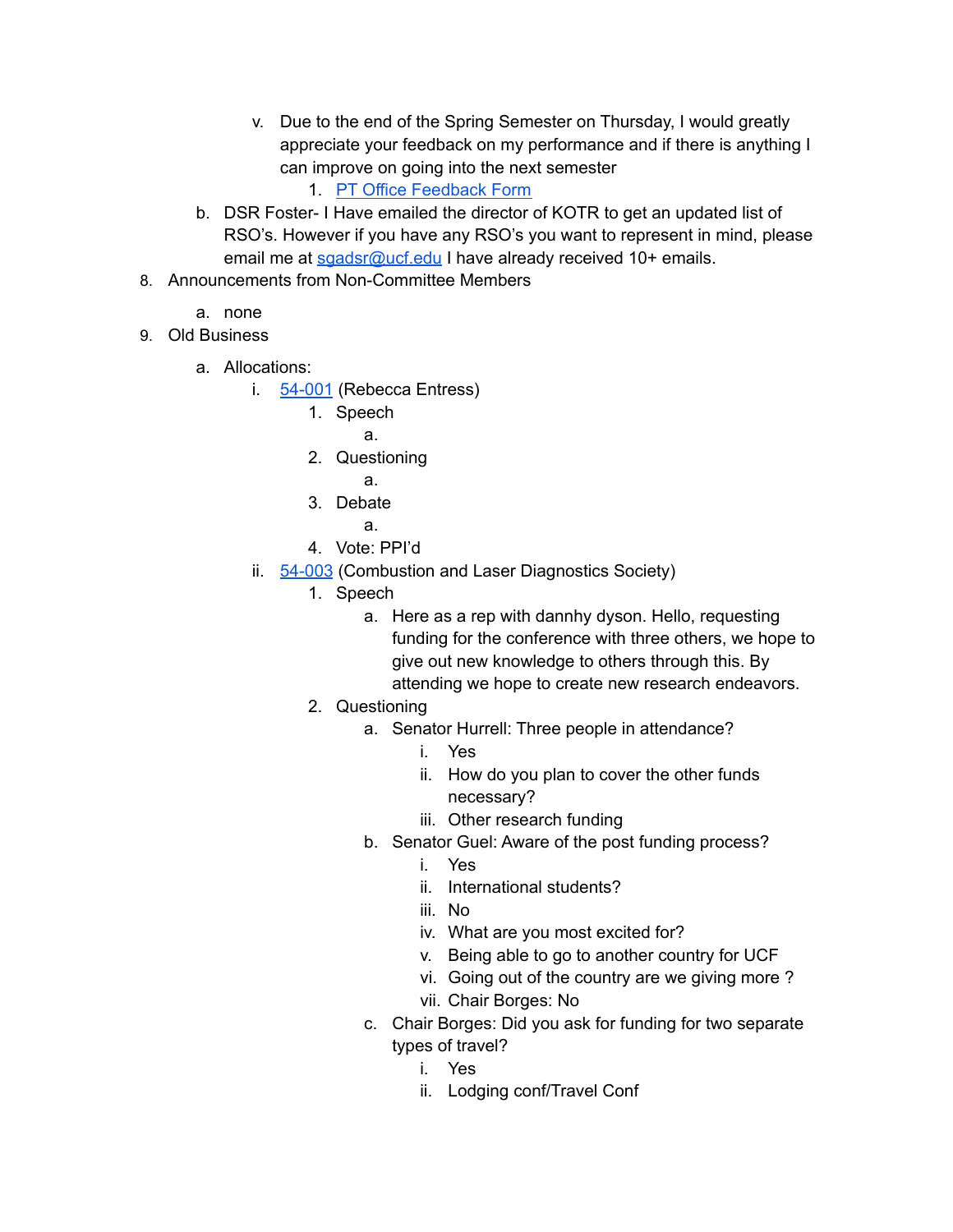v. Due to the end of the Spring Semester on Thursday, I would greatly appreciate your feedback on my performance and if there is anything I can improve on going into the next semester
    1. PT Office Feedback Form

b. DSR Foster- I Have emailed the director of KOTR to get an updated list of RSO's. However if you have any RSO's you want to represent in mind, please email me at sgadsr@ucf.edu I have already received 10+ emails.

8. Announcements from Non-Committee Members
    a. none
9. Old Business
    a. Allocations:
        i. 54-001 (Rebecca Entress)
            1. Speech
                a.
            2. Questioning
                a.
            3. Debate
                a.
            4. Vote: PPI'd
        ii. 54-003 (Combustion and Laser Diagnostics Society)
            1. Speech
                a. Here as a rep with dannhy dyson. Hello, requesting funding for the conference with three others, we hope to give out new knowledge to others through this. By attending we hope to create new research endeavors.
            2. Questioning
                a. Senator Hurrell: Three people in attendance?
                    i. Yes
                    ii. How do you plan to cover the other funds necessary?
                    iii. Other research funding
                b. Senator Guel: Aware of the post funding process?
                    i. Yes
                    ii. International students?
                    iii. No
                    iv. What are you most excited for?
                    v. Being able to go to another country for UCF
                    vi. Going out of the country are we giving more ?
                    vii. Chair Borges: No
                c. Chair Borges: Did you ask for funding for two separate types of travel?
                    i. Yes
                    ii. Lodging conf/Travel Conf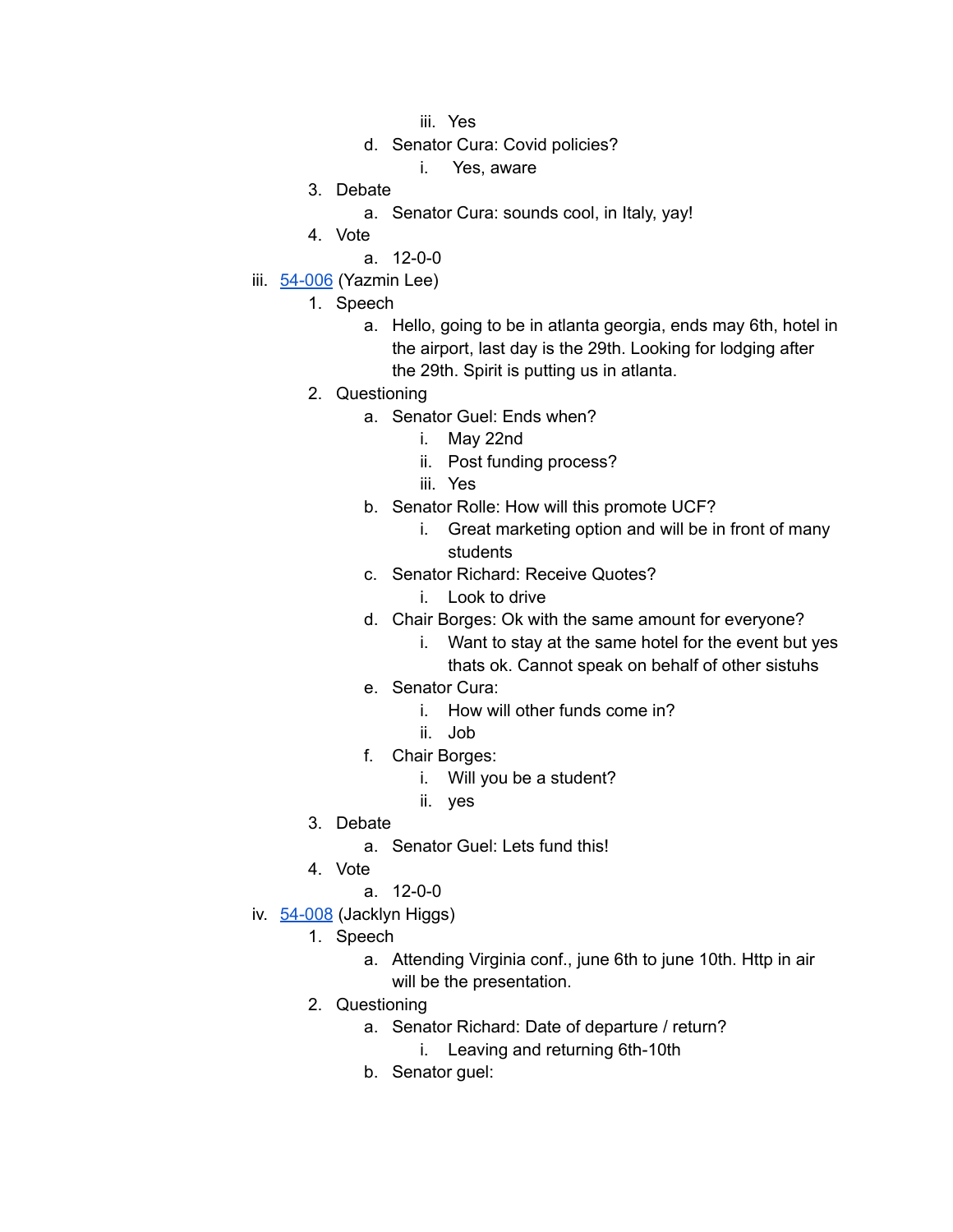iii. Yes
        d. Senator Cura: Covid policies?
            i. Yes, aware
    3. Debate
        a. Senator Cura: sounds cool, in Italy, yay!
    4. Vote
        a. 12-0-0

iii. 54-006 (Yazmin Lee)
    1. Speech
        a. Hello, going to be in atlanta georgia, ends may 6th, hotel in the airport, last day is the 29th. Looking for lodging after the 29th. Spirit is putting us in atlanta.
    2. Questioning
        a. Senator Guel: Ends when?
            i. May 22nd
            ii. Post funding process?
            iii. Yes
        b. Senator Rolle: How will this promote UCF?
            i. Great marketing option and will be in front of many students
        c. Senator Richard: Receive Quotes?
            i. Look to drive
        d. Chair Borges: Ok with the same amount for everyone?
            i. Want to stay at the same hotel for the event but yes thats ok. Cannot speak on behalf of other sistuhs
        e. Senator Cura:
            i. How will other funds come in?
            ii. Job
        f. Chair Borges:
            i. Will you be a student?
            ii. yes
    3. Debate
        a. Senator Guel: Lets fund this!
    4. Vote
        a. 12-0-0

iv. 54-008 (Jacklyn Higgs)
    1. Speech
        a. Attending Virginia conf., june 6th to june 10th. Http in air will be the presentation.
    2. Questioning
        a. Senator Richard: Date of departure / return?
            i. Leaving and returning 6th-10th
        b. Senator guel: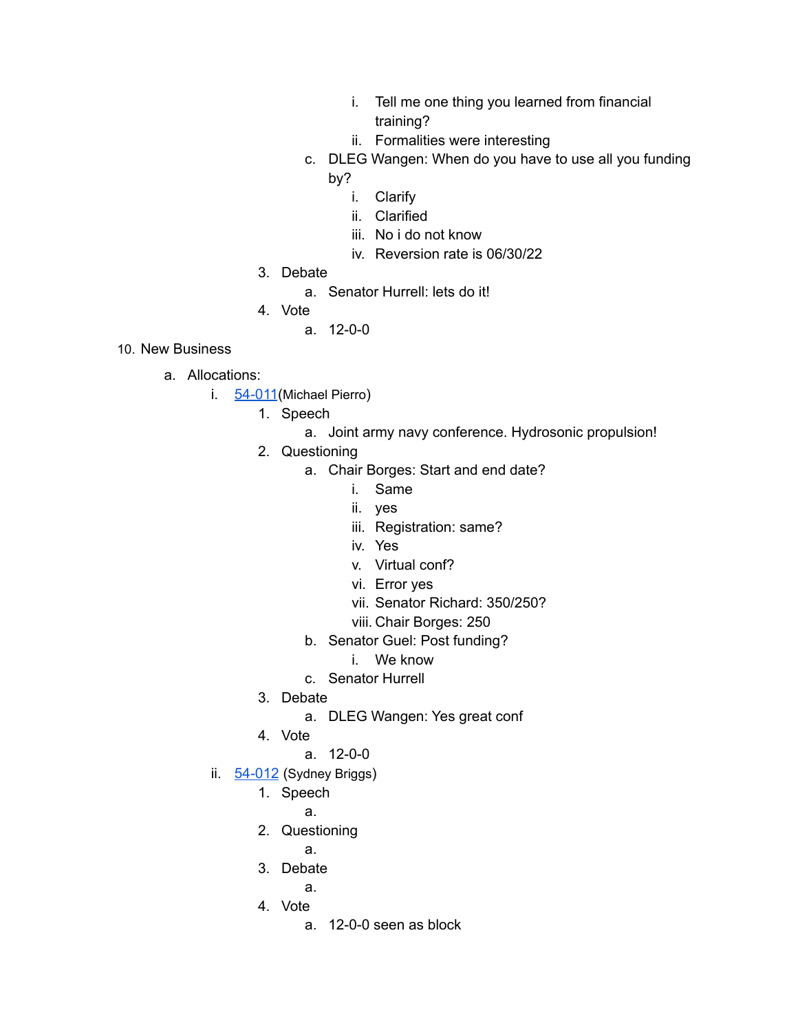i. Tell me one thing you learned from financial training?
            ii. Formalities were interesting
        c. DLEG Wangen: When do you have to use all you funding by?
            i. Clarify
            ii. Clarified
            iii. No i do not know
            iv. Reversion rate is 06/30/22
    3. Debate
        a. Senator Hurrell: lets do it!
    4. Vote
        a. 12-0-0

10. New Business
    a. Allocations:
        i. 54-011(Michael Pierro)
            1. Speech
                a. Joint army navy conference. Hydrosonic propulsion!
            2. Questioning
                a. Chair Borges: Start and end date?
                    i. Same
                    ii. yes
                    iii. Registration: same?
                    iv. Yes
                    v. Virtual conf?
                    vi. Error yes
                    vii. Senator Richard: 350/250?
                    viii. Chair Borges: 250
                b. Senator Guel: Post funding?
                    i. We know
                c. Senator Hurrell
            3. Debate
                a. DLEG Wangen: Yes great conf
            4. Vote
                a. 12-0-0
        ii. 54-012 (Sydney Briggs)
            1. Speech
                a.
            2. Questioning
                a.
            3. Debate
                a.
            4. Vote
                a. 12-0-0 seen as block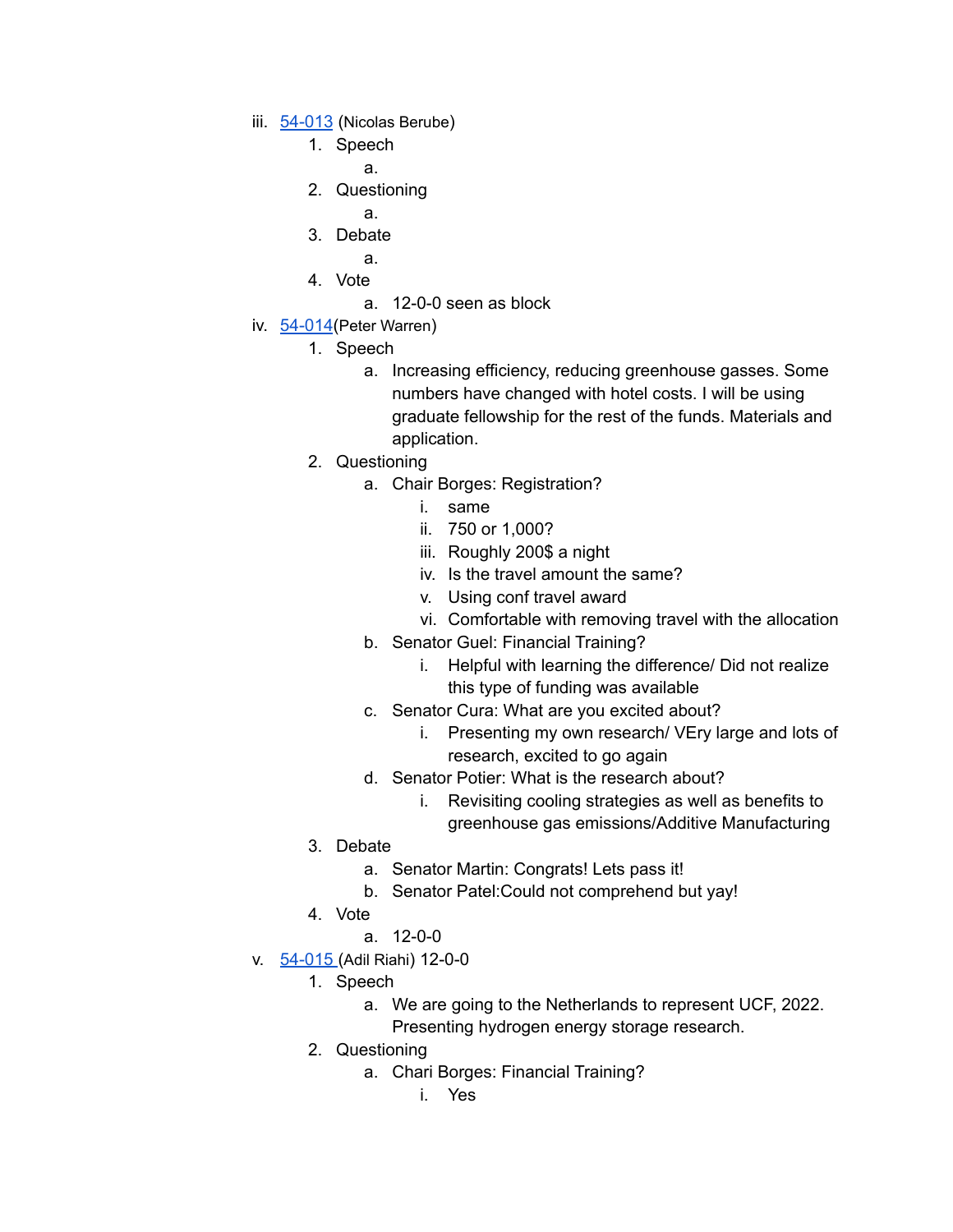iii. [54-013](#) (Nicolas Berube)
   1. Speech
      a.
   2. Questioning
      a.
   3. Debate
      a.
   4. Vote
      a. 12-0-0 seen as block

iv. [54-014](#)(Peter Warren)
   1. Speech
      a. Increasing efficiency, reducing greenhouse gasses. Some numbers have changed with hotel costs. I will be using graduate fellowship for the rest of the funds. Materials and application.
   2. Questioning
      a. Chair Borges: Registration?
         i. same
         ii. 750 or 1,000?
         iii. Roughly 200$ a night
         iv. Is the travel amount the same?
         v. Using conf travel award
         vi. Comfortable with removing travel with the allocation
      b. Senator Guel: Financial Training?
         i. Helpful with learning the difference/ Did not realize this type of funding was available
      c. Senator Cura: What are you excited about?
         i. Presenting my own research/ VEry large and lots of research, excited to go again
      d. Senator Potier: What is the research about?
         i. Revisiting cooling strategies as well as benefits to greenhouse gas emissions/Additive Manufacturing
   3. Debate
      a. Senator Martin: Congrats! Lets pass it!
      b. Senator Patel:Could not comprehend but yay!
   4. Vote
      a. 12-0-0

v. [54-015](#) (Adil Riahi) 12-0-0
   1. Speech
      a. We are going to the Netherlands to represent UCF, 2022. Presenting hydrogen energy storage research.
   2. Questioning
      a. Chari Borges: Financial Training?
         i. Yes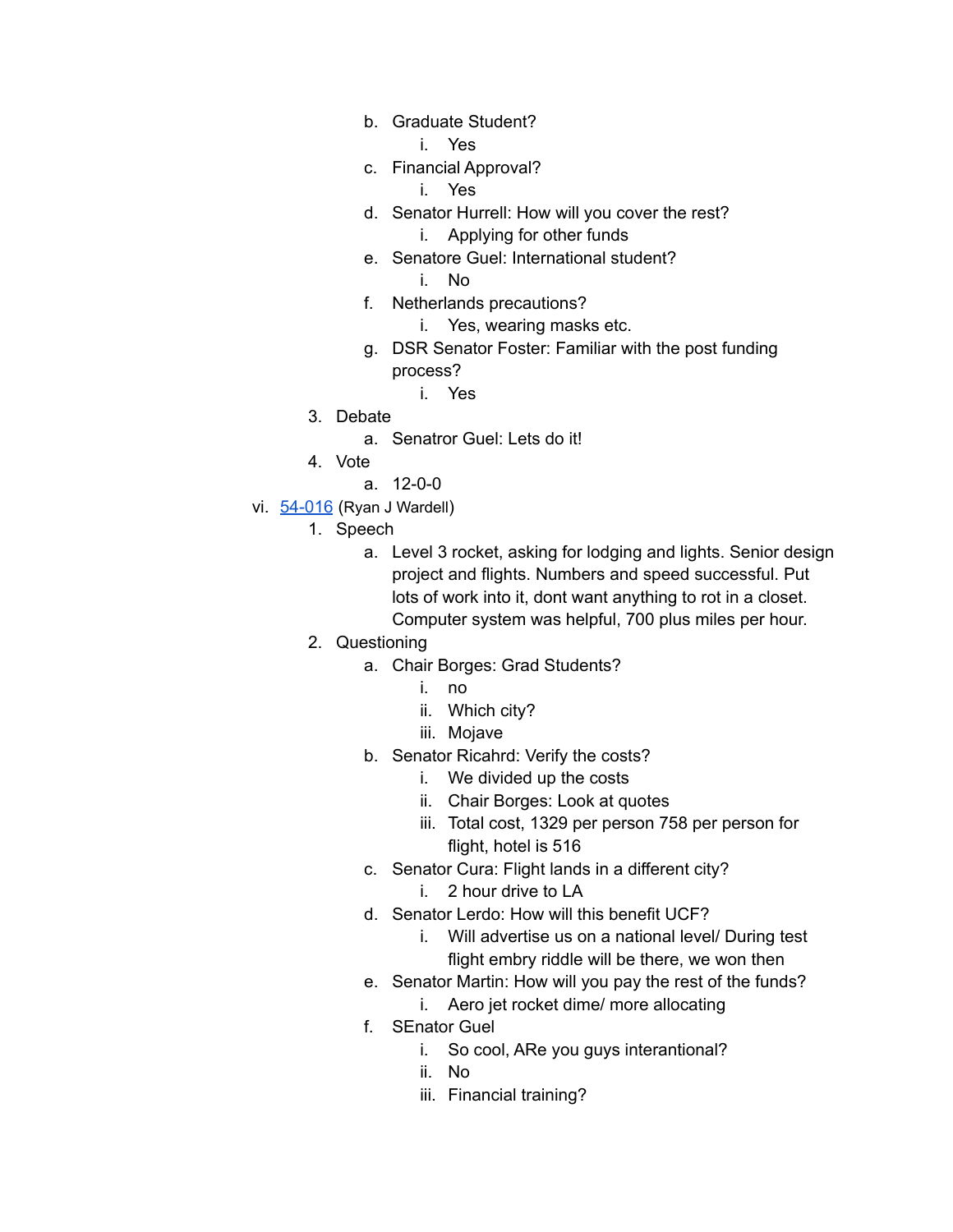- b. Graduate Student?
  - i. Yes
- c. Financial Approval?
  - i. Yes
- d. Senator Hurrell: How will you cover the rest?
  - i. Applying for other funds
- e. Senatore Guel: International student?
  - i. No
- f. Netherlands precautions?
  - i. Yes, wearing masks etc.
- g. DSR Senator Foster: Familiar with the post funding process?
  - i. Yes

3. Debate
   - a. Senatror Guel: Lets do it!
4. Vote
   - a. 12-0-0

vi. [54-016](54-016) (Ryan J Wardell)

1. Speech
   - a. Level 3 rocket, asking for lodging and lights. Senior design project and flights. Numbers and speed successful. Put lots of work into it, dont want anything to rot in a closet. Computer system was helpful, 700 plus miles per hour.
2. Questioning
   - a. Chair Borges: Grad Students?
     - i. no
     - ii. Which city?
     - iii. Mojave
   - b. Senator Ricahrd: Verify the costs?
     - i. We divided up the costs
     - ii. Chair Borges: Look at quotes
     - iii. Total cost, 1329 per person 758 per person for flight, hotel is 516
   - c. Senator Cura: Flight lands in a different city?
     - i. 2 hour drive to LA
   - d. Senator Lerdo: How will this benefit UCF?
     - i. Will advertise us on a national level/ During test flight embry riddle will be there, we won then
   - e. Senator Martin: How will you pay the rest of the funds?
     - i. Aero jet rocket dime/ more allocating
   - f. SEnator Guel
     - i. So cool, ARe you guys interantional?
     - ii. No
     - iii. Financial training?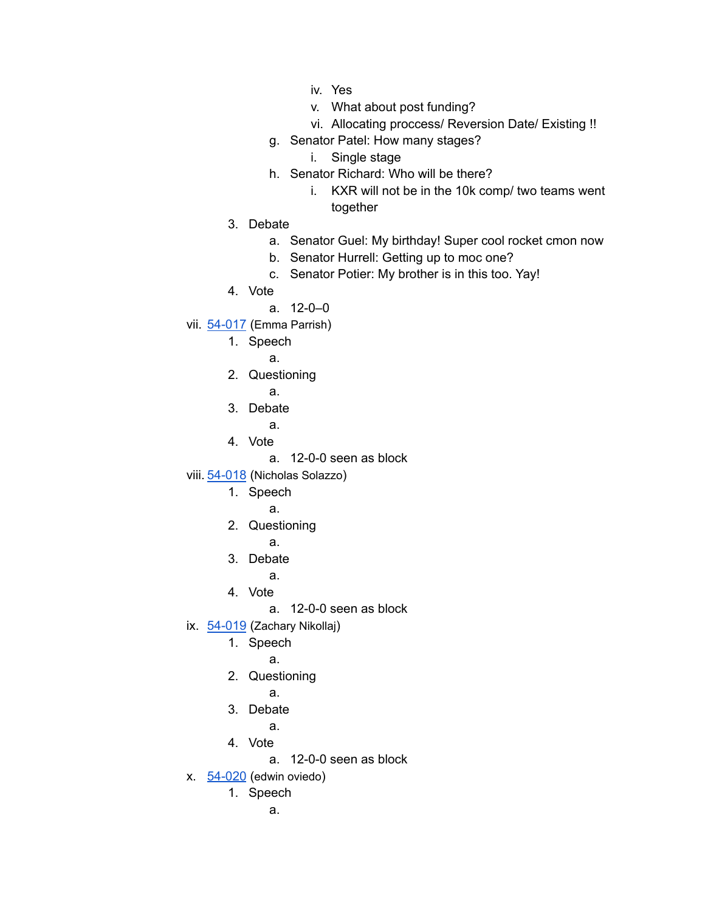- iv. Yes
- v. What about post funding?
- vi. Allocating proccess/ Reversion Date/ Existing !!

g. Senator Patel: How many stages?
- i. Single stage

h. Senator Richard: Who will be there?
- i. KXR will not be in the 10k comp/ two teams went together

3. Debate
   - a. Senator Guel: My birthday! Super cool rocket cmon now
   - b. Senator Hurrell: Getting up to moc one?
   - c. Senator Potier: My brother is in this too. Yay!
4. Vote
   - a. 12-0–0

vii. 54-017 (Emma Parrish)
1. Speech
   - a.
2. Questioning
   - a.
3. Debate
   - a.
4. Vote
   - a. 12-0-0 seen as block

viii. 54-018 (Nicholas Solazzo)
1. Speech
   - a.
2. Questioning
   - a.
3. Debate
   - a.
4. Vote
   - a. 12-0-0 seen as block

ix. 54-019 (Zachary Nikollaj)
1. Speech
   - a.
2. Questioning
   - a.
3. Debate
   - a.
4. Vote
   - a. 12-0-0 seen as block

x. 54-020 (edwin oviedo)
1. Speech
   - a.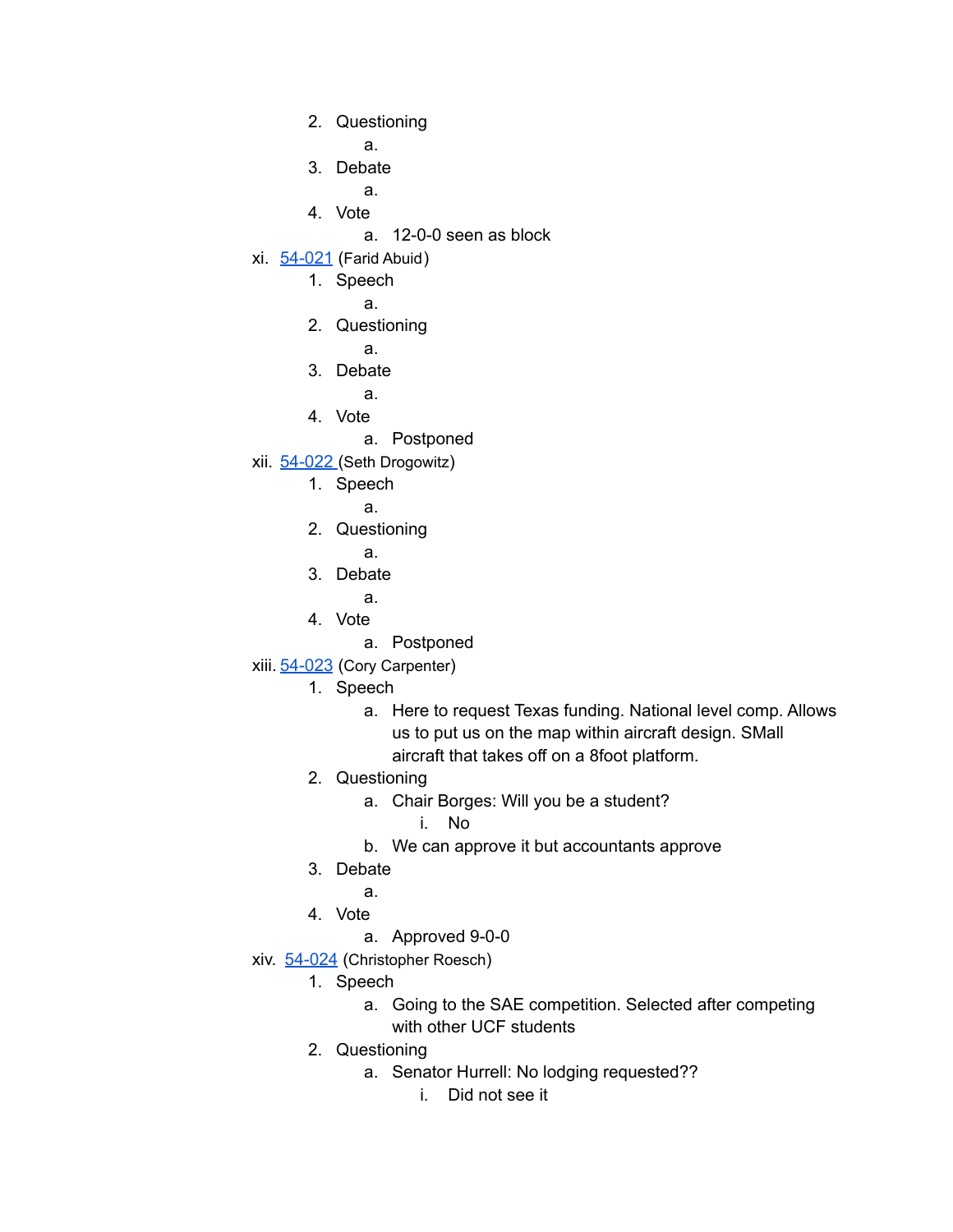2. Questioning
    a.
3. Debate
    a.
4. Vote
    a. 12-0-0 seen as block

xi. 54-021 (Farid Abuid)
1. Speech
    a.
2. Questioning
    a.
3. Debate
    a.
4. Vote
    a. Postponed

xii. 54-022 (Seth Drogowitz)
1. Speech
    a.
2. Questioning
    a.
3. Debate
    a.
4. Vote
    a. Postponed

xiii. 54-023 (Cory Carpenter)
1. Speech
    a. Here to request Texas funding. National level comp. Allows us to put us on the map within aircraft design. SMall aircraft that takes off on a 8foot platform.
2. Questioning
    a. Chair Borges: Will you be a student?
        i. No
    b. We can approve it but accountants approve
3. Debate
    a.
4. Vote
    a. Approved 9-0-0

xiv. 54-024 (Christopher Roesch)
1. Speech
    a. Going to the SAE competition. Selected after competing with other UCF students
2. Questioning
    a. Senator Hurrell: No lodging requested??
        i. Did not see it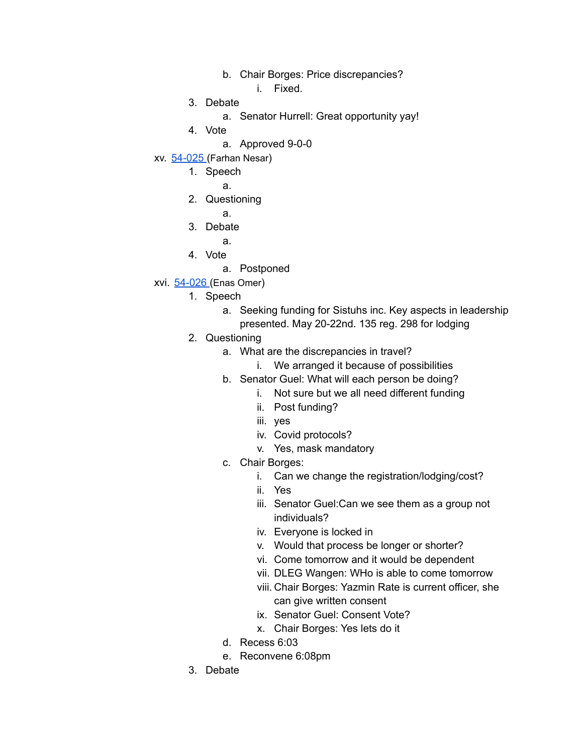b. Chair Borges: Price discrepancies?
   i. Fixed.

3. Debate
   a. Senator Hurrell: Great opportunity yay!
4. Vote
   a. Approved 9-0-0

xv. [54-025](54-025) (Farhan Nesar)

1. Speech
   a.
2. Questioning
   a.
3. Debate
   a.
4. Vote
   a. Postponed

xvi. [54-026](54-026) (Enas Omer)

1. Speech
   a. Seeking funding for Sistuhs inc. Key aspects in leadership presented. May 20-22nd. 135 reg. 298 for lodging
2. Questioning
   a. What are the discrepancies in travel?
      i. We arranged it because of possibilities
   b. Senator Guel: What will each person be doing?
      i. Not sure but we all need different funding
      ii. Post funding?
      iii. yes
      iv. Covid protocols?
      v. Yes, mask mandatory
   c. Chair Borges:
      i. Can we change the registration/lodging/cost?
      ii. Yes
      iii. Senator Guel:Can we see them as a group not individuals?
      iv. Everyone is locked in
      v. Would that process be longer or shorter?
      vi. Come tomorrow and it would be dependent
      vii. DLEG Wangen: WHo is able to come tomorrow
      viii. Chair Borges: Yazmin Rate is current officer, she can give written consent
      ix. Senator Guel: Consent Vote?
      x. Chair Borges: Yes lets do it
   d. Recess 6:03
   e. Reconvene 6:08pm
3. Debate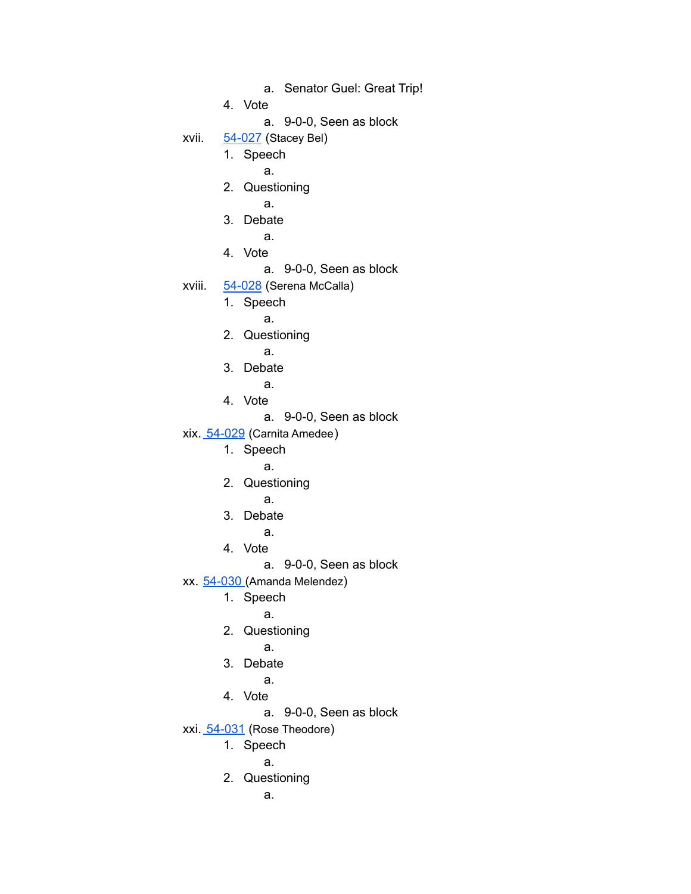a. Senator Guel: Great Trip!
    4. Vote
        a. 9-0-0, Seen as block

xvii. 54-027 (Stacey Bel)
    1. Speech
        a.
    2. Questioning
        a.
    3. Debate
        a.
    4. Vote
        a. 9-0-0, Seen as block

xviii. 54-028 (Serena McCalla)
    1. Speech
        a.
    2. Questioning
        a.
    3. Debate
        a.
    4. Vote
        a. 9-0-0, Seen as block

xix. 54-029 (Carnita Amedee)
    1. Speech
        a.
    2. Questioning
        a.
    3. Debate
        a.
    4. Vote
        a. 9-0-0, Seen as block

xx. 54-030 (Amanda Melendez)
    1. Speech
        a.
    2. Questioning
        a.
    3. Debate
        a.
    4. Vote
        a. 9-0-0, Seen as block

xxi. 54-031 (Rose Theodore)
    1. Speech
        a.
    2. Questioning
        a.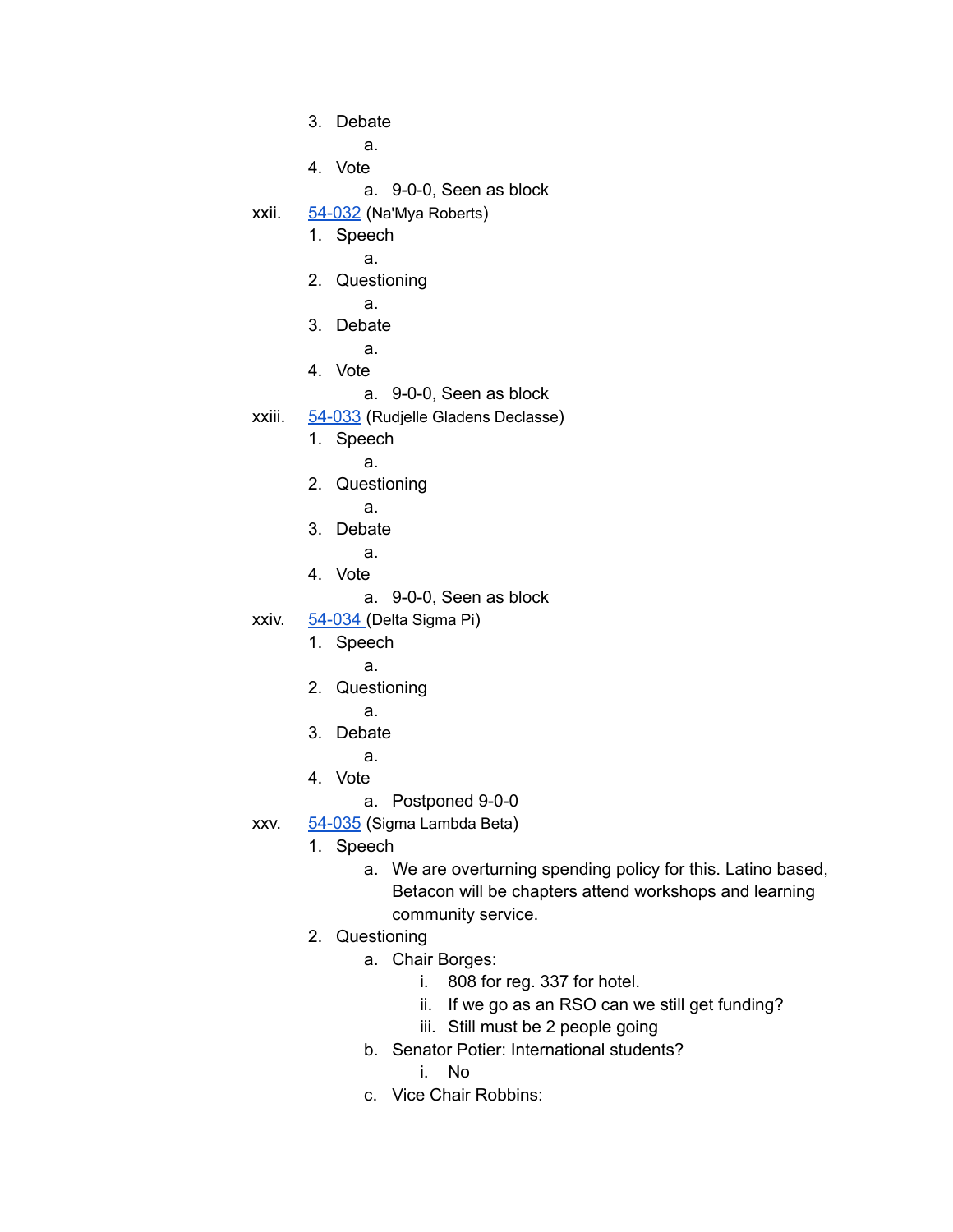3. Debate
    a.
4. Vote
    a. 9-0-0, Seen as block

xxii. 54-032 (Na'Mya Roberts)
1. Speech
    a.
2. Questioning
    a.
3. Debate
    a.
4. Vote
    a. 9-0-0, Seen as block

xxiii. 54-033 (Rudjelle Gladens Declasse)
1. Speech
    a.
2. Questioning
    a.
3. Debate
    a.
4. Vote
    a. 9-0-0, Seen as block

xxiv. 54-034 (Delta Sigma Pi)
1. Speech
    a.
2. Questioning
    a.
3. Debate
    a.
4. Vote
    a. Postponed 9-0-0

xxv. 54-035 (Sigma Lambda Beta)
1. Speech
    a. We are overturning spending policy for this. Latino based, Betacon will be chapters attend workshops and learning community service.
2. Questioning
    a. Chair Borges:
        i. 808 for reg. 337 for hotel.
        ii. If we go as an RSO can we still get funding?
        iii. Still must be 2 people going
    b. Senator Potier: International students?
        i. No
    c. Vice Chair Robbins: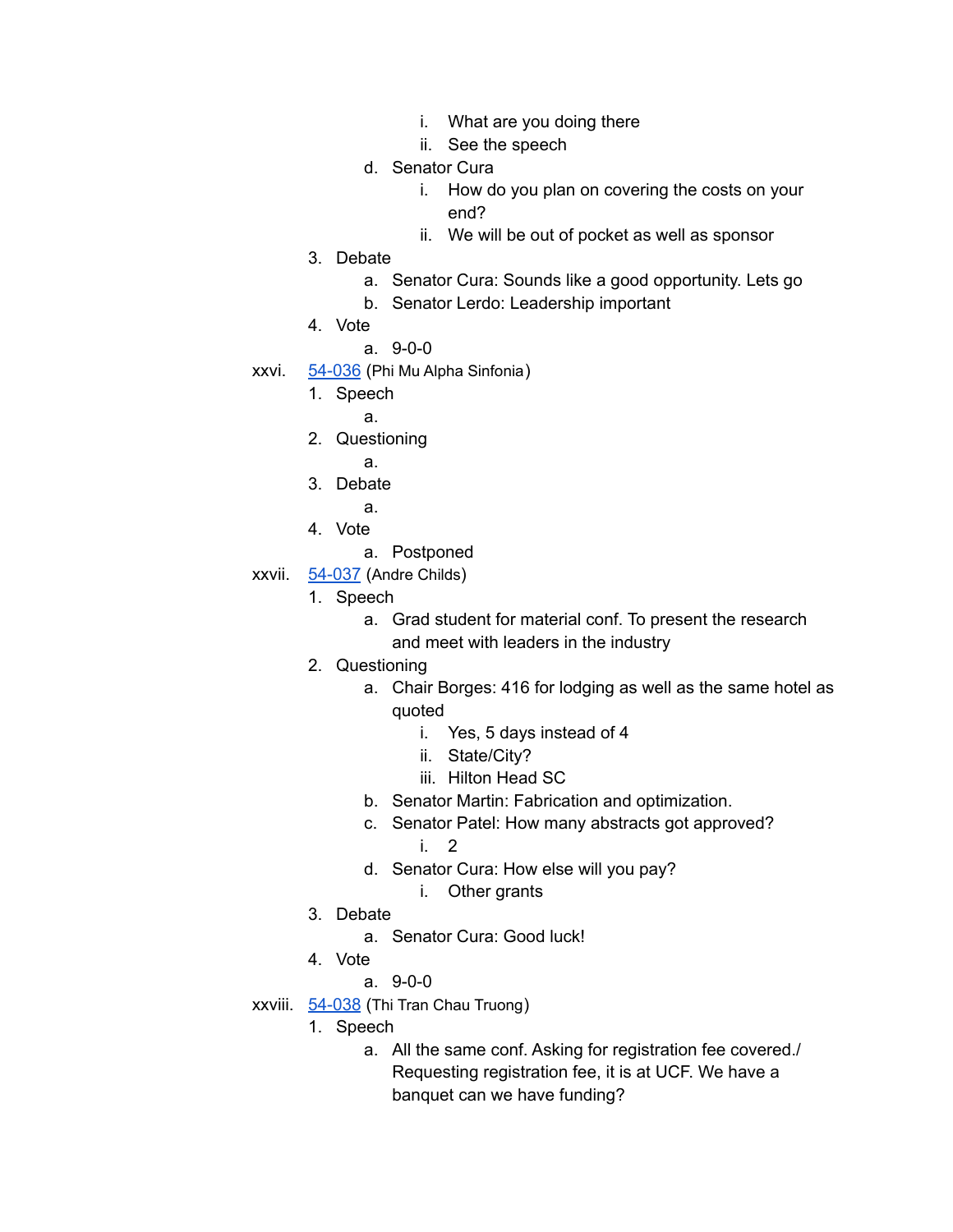i. What are you doing there
            ii. See the speech
        d. Senator Cura
            i. How do you plan on covering the costs on your end?
            ii. We will be out of pocket as well as sponsor
    3. Debate
        a. Senator Cura: Sounds like a good opportunity. Lets go
        b. Senator Lerdo: Leadership important
    4. Vote
        a. 9-0-0

xxvi. [54-036](#) (Phi Mu Alpha Sinfonia)
    1. Speech
        a.
    2. Questioning
        a.
    3. Debate
        a.
    4. Vote
        a. Postponed

xxvii. [54-037](#) (Andre Childs)
    1. Speech
        a. Grad student for material conf. To present the research and meet with leaders in the industry
    2. Questioning
        a. Chair Borges: 416 for lodging as well as the same hotel as quoted
            i. Yes, 5 days instead of 4
            ii. State/City?
            iii. Hilton Head SC
        b. Senator Martin: Fabrication and optimization.
        c. Senator Patel: How many abstracts got approved?
            i. 2
        d. Senator Cura: How else will you pay?
            i. Other grants
    3. Debate
        a. Senator Cura: Good luck!
    4. Vote
        a. 9-0-0

xxviii. [54-038](#) (Thi Tran Chau Truong)
    1. Speech
        a. All the same conf. Asking for registration fee covered./ Requesting registration fee, it is at UCF. We have a banquet can we have funding?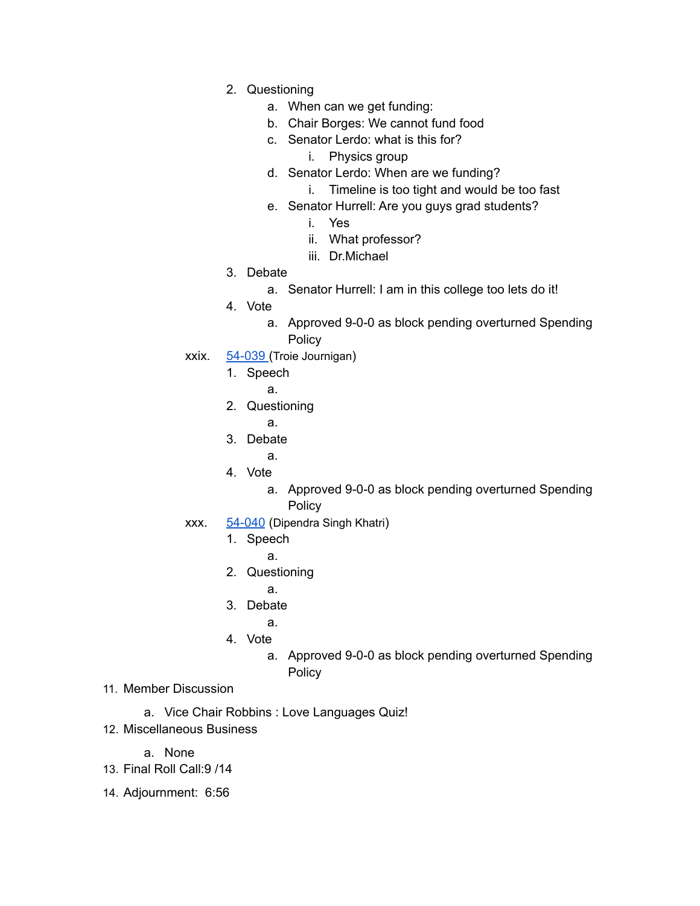2. Questioning
    a. When can we get funding:
    b. Chair Borges: We cannot fund food
    c. Senator Lerdo: what is this for?
        i. Physics group
    d. Senator Lerdo: When are we funding?
        i. Timeline is too tight and would be too fast
    e. Senator Hurrell: Are you guys grad students?
        i. Yes
        ii. What professor?
        iii. Dr.Michael
3. Debate
    a. Senator Hurrell: I am in this college too lets do it!
4. Vote
    a. Approved 9-0-0 as block pending overturned Spending Policy

xxix. 54-039 (Troie Journigan)

1. Speech
    a.
2. Questioning
    a.
3. Debate
    a.
4. Vote
    a. Approved 9-0-0 as block pending overturned Spending Policy

xxx. 54-040 (Dipendra Singh Khatri)

1. Speech
    a.
2. Questioning
    a.
3. Debate
    a.
4. Vote
    a. Approved 9-0-0 as block pending overturned Spending Policy

11. Member Discussion
    a. Vice Chair Robbins : Love Languages Quiz!
12. Miscellaneous Business
    a. None
13. Final Roll Call:9 /14
14. Adjournment: 6:56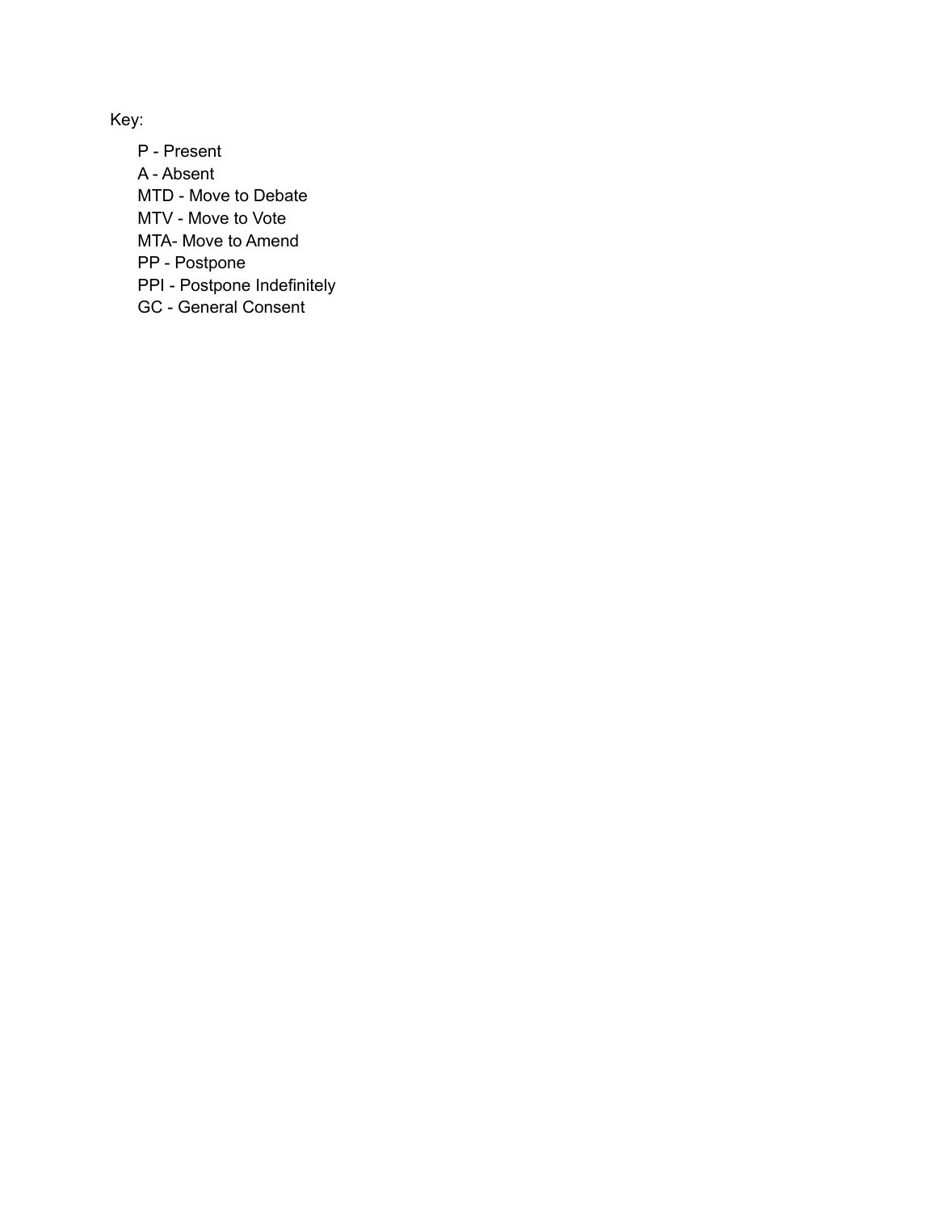Key:

- P - Present
- A - Absent
- MTD - Move to Debate
- MTV - Move to Vote
- MTA- Move to Amend
- PP - Postpone
- PPI - Postpone Indefinitely
- GC - General Consent